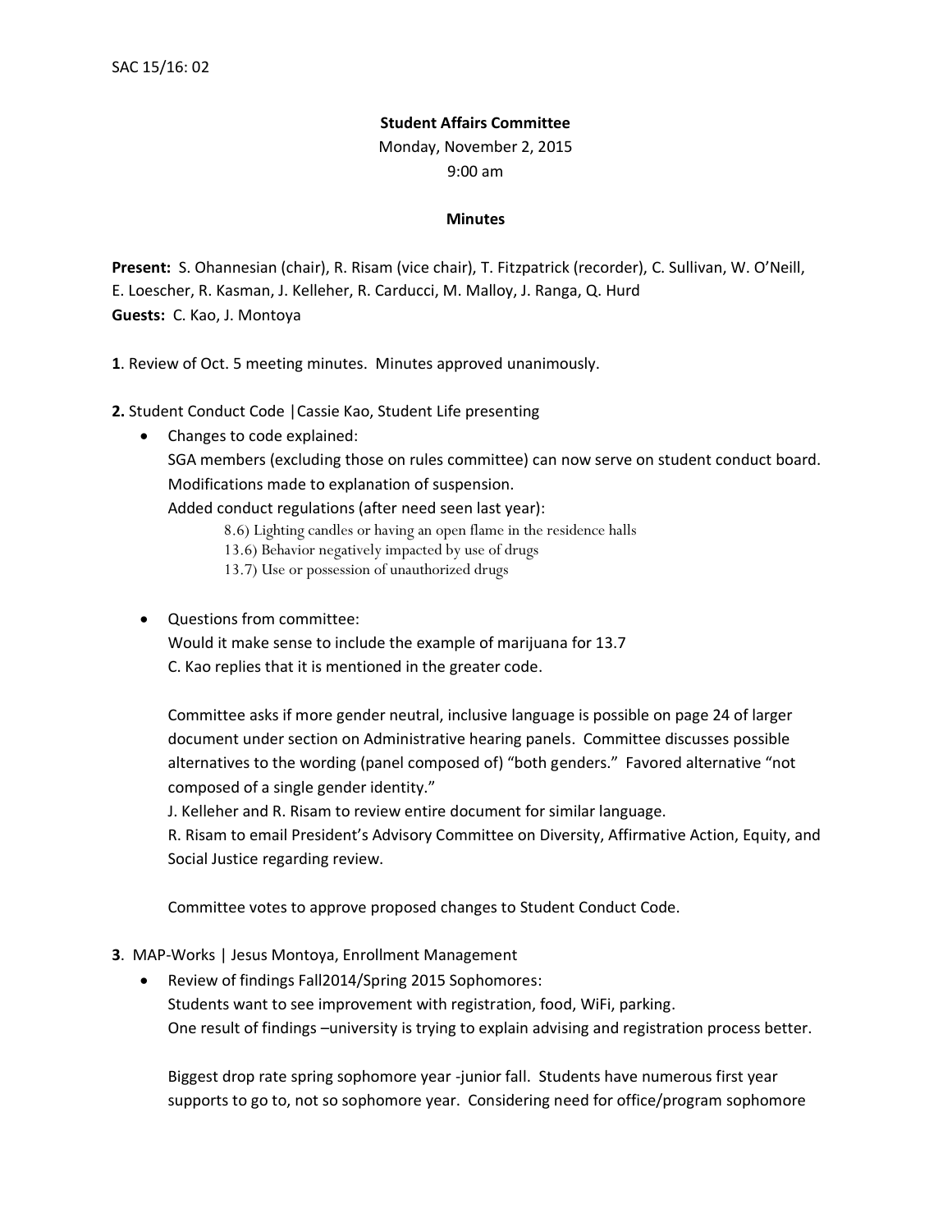SAC 15/16: 02

**Student Affairs Committee**

Monday, November 2, 2015

9:00 am

**Minutes**

**Present:** S. Ohannesian (chair), R. Risam (vice chair), T. Fitzpatrick (recorder), C. Sullivan, W. O'Neill, E. Loescher, R. Kasman, J. Kelleher, R. Carducci, M. Malloy, J. Ranga, Q. Hurd

**Guests:** C. Kao, J. Montoya

**1**. Review of Oct. 5 meeting minutes. Minutes approved unanimously.

**2.** Student Conduct Code |Cassie Kao, Student Life presenting

- Changes to code explained:
  SGA members (excluding those on rules committee) can now serve on student conduct board.
  Modifications made to explanation of suspension.
  Added conduct regulations (after need seen last year):
  - 8.6) Lighting candles or having an open flame in the residence halls
  - 13.6) Behavior negatively impacted by use of drugs
  - 13.7) Use or possession of unauthorized drugs

- Questions from committee:
  Would it make sense to include the example of marijuana for 13.7
  C. Kao replies that it is mentioned in the greater code.

  Committee asks if more gender neutral, inclusive language is possible on page 24 of larger document under section on Administrative hearing panels. Committee discusses possible alternatives to the wording (panel composed of) "both genders." Favored alternative "not composed of a single gender identity."
  J. Kelleher and R. Risam to review entire document for similar language.
  R. Risam to email President's Advisory Committee on Diversity, Affirmative Action, Equity, and Social Justice regarding review.

  Committee votes to approve proposed changes to Student Conduct Code.

**3**. MAP-Works | Jesus Montoya, Enrollment Management

- Review of findings Fall2014/Spring 2015 Sophomores:
  Students want to see improvement with registration, food, WiFi, parking.
  One result of findings –university is trying to explain advising and registration process better.

  Biggest drop rate spring sophomore year -junior fall. Students have numerous first year supports to go to, not so sophomore year. Considering need for office/program sophomore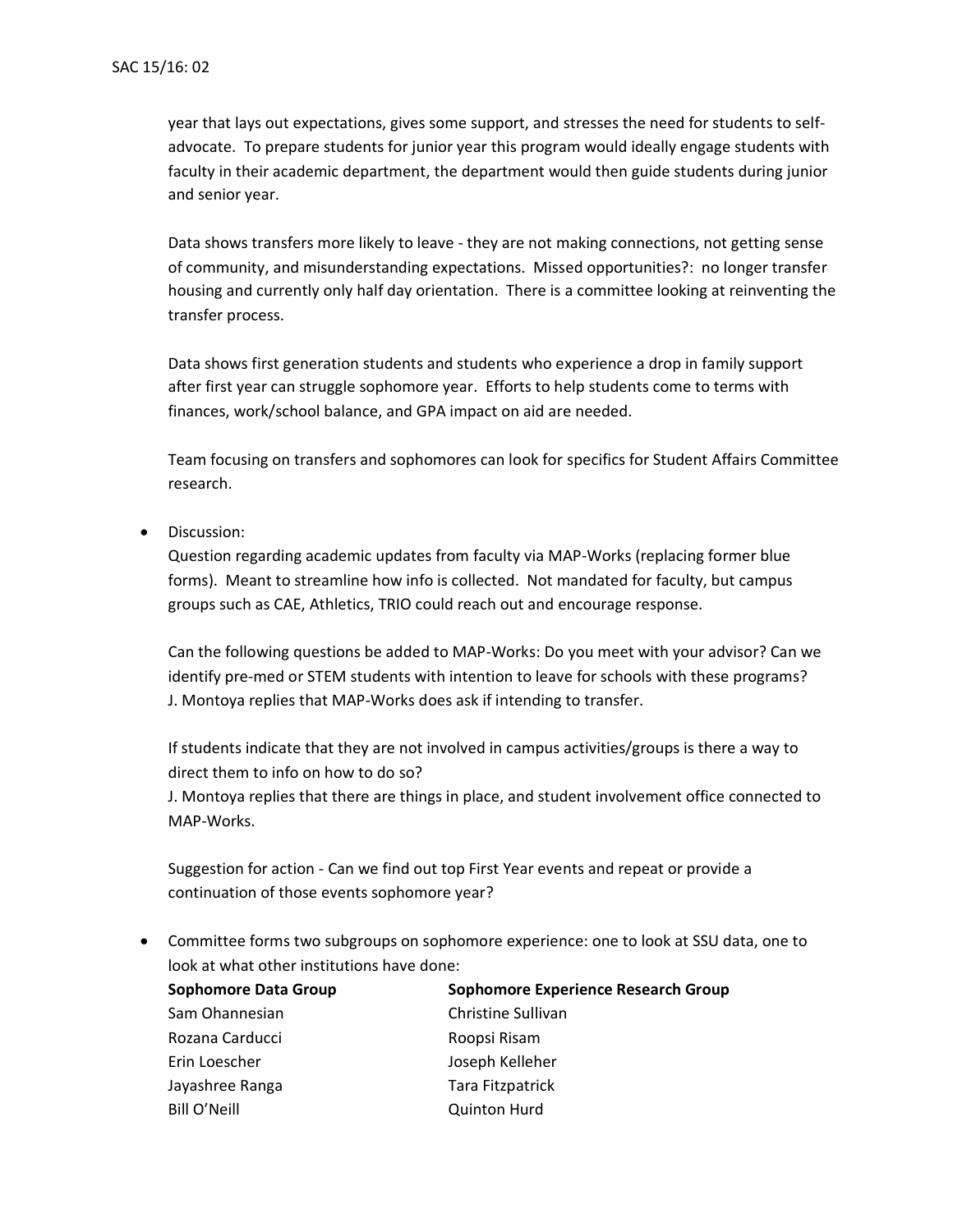year that lays out expectations, gives some support, and stresses the need for students to self-advocate. To prepare students for junior year this program would ideally engage students with faculty in their academic department, the department would then guide students during junior and senior year.

Data shows transfers more likely to leave - they are not making connections, not getting sense of community, and misunderstanding expectations. Missed opportunities?: no longer transfer housing and currently only half day orientation. There is a committee looking at reinventing the transfer process.

Data shows first generation students and students who experience a drop in family support after first year can struggle sophomore year. Efforts to help students come to terms with finances, work/school balance, and GPA impact on aid are needed.

Team focusing on transfers and sophomores can look for specifics for Student Affairs Committee research.

- Discussion:
  Question regarding academic updates from faculty via MAP-Works (replacing former blue forms). Meant to streamline how info is collected. Not mandated for faculty, but campus groups such as CAE, Athletics, TRIO could reach out and encourage response.

  Can the following questions be added to MAP-Works: Do you meet with your advisor? Can we identify pre-med or STEM students with intention to leave for schools with these programs? J. Montoya replies that MAP-Works does ask if intending to transfer.

  If students indicate that they are not involved in campus activities/groups is there a way to direct them to info on how to do so?
  J. Montoya replies that there are things in place, and student involvement office connected to MAP-Works.

  Suggestion for action - Can we find out top First Year events and repeat or provide a continuation of those events sophomore year?

- Committee forms two subgroups on sophomore experience: one to look at SSU data, one to look at what other institutions have done:

| **Sophomore Data Group** | **Sophomore Experience Research Group** |
|---|---|
| Sam Ohannesian | Christine Sullivan |
| Rozana Carducci | Roopsi Risam |
| Erin Loescher | Joseph Kelleher |
| Jayashree Ranga | Tara Fitzpatrick |
| Bill O'Neill | Quinton Hurd |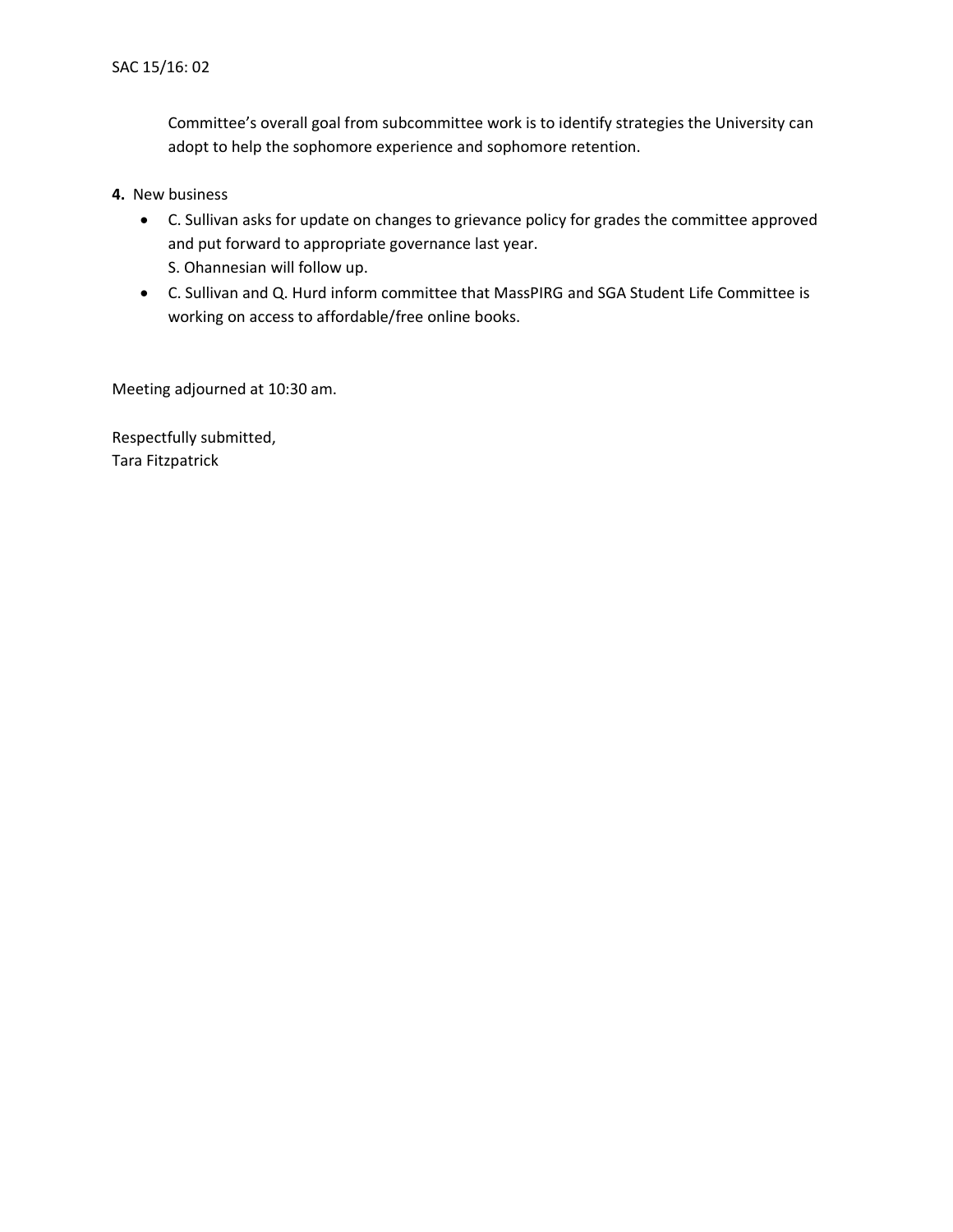Committee's overall goal from subcommittee work is to identify strategies the University can adopt to help the sophomore experience and sophomore retention.

**4.** New business

- C. Sullivan asks for update on changes to grievance policy for grades the committee approved and put forward to appropriate governance last year.
  S. Ohannesian will follow up.
- C. Sullivan and Q. Hurd inform committee that MassPIRG and SGA Student Life Committee is working on access to affordable/free online books.

Meeting adjourned at 10:30 am.

Respectfully submitted,
Tara Fitzpatrick